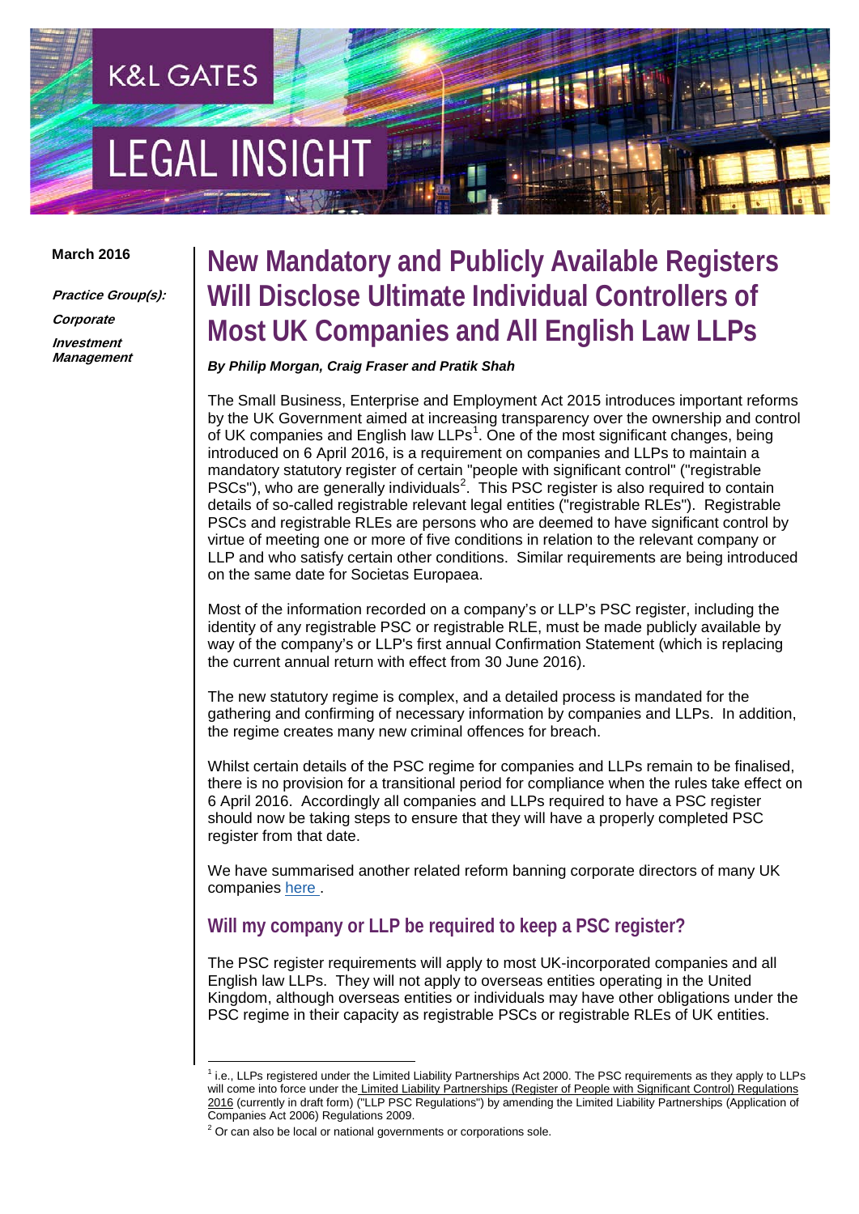K&L GATES

LEGAL INSIGHT

**March 2016**

***Practice Group(s):***

***Corporate***

***Investment Management***

# New Mandatory and Publicly Available Registers Will Disclose Ultimate Individual Controllers of Most UK Companies and All English Law LLPs

***By Philip Morgan, Craig Fraser and Pratik Shah***

The Small Business, Enterprise and Employment Act 2015 introduces important reforms by the UK Government aimed at increasing transparency over the ownership and control of UK companies and English law LLPs[1]. One of the most significant changes, being introduced on 6 April 2016, is a requirement on companies and LLPs to maintain a mandatory statutory register of certain "people with significant control" ("registrable PSCs"), who are generally individuals[2]. This PSC register is also required to contain details of so-called registrable relevant legal entities ("registrable RLEs"). Registrable PSCs and registrable RLEs are persons who are deemed to have significant control by virtue of meeting one or more of five conditions in relation to the relevant company or LLP and who satisfy certain other conditions. Similar requirements are being introduced on the same date for Societas Europaea.

Most of the information recorded on a company's or LLP's PSC register, including the identity of any registrable PSC or registrable RLE, must be made publicly available by way of the company's or LLP's first annual Confirmation Statement (which is replacing the current annual return with effect from 30 June 2016).

The new statutory regime is complex, and a detailed process is mandated for the gathering and confirming of necessary information by companies and LLPs. In addition, the regime creates many new criminal offences for breach.

Whilst certain details of the PSC regime for companies and LLPs remain to be finalised, there is no provision for a transitional period for compliance when the rules take effect on 6 April 2016. Accordingly all companies and LLPs required to have a PSC register should now be taking steps to ensure that they will have a properly completed PSC register from that date.

We have summarised another related reform banning corporate directors of many UK companies here .

## Will my company or LLP be required to keep a PSC register?

The PSC register requirements will apply to most UK-incorporated companies and all English law LLPs. They will not apply to overseas entities operating in the United Kingdom, although overseas entities or individuals may have other obligations under the PSC regime in their capacity as registrable PSCs or registrable RLEs of UK entities.

---

[1] i.e., LLPs registered under the Limited Liability Partnerships Act 2000. The PSC requirements as they apply to LLPs will come into force under the Limited Liability Partnerships (Register of People with Significant Control) Regulations 2016 (currently in draft form) ("LLP PSC Regulations") by amending the Limited Liability Partnerships (Application of Companies Act 2006) Regulations 2009.

[2] Or can also be local or national governments or corporations sole.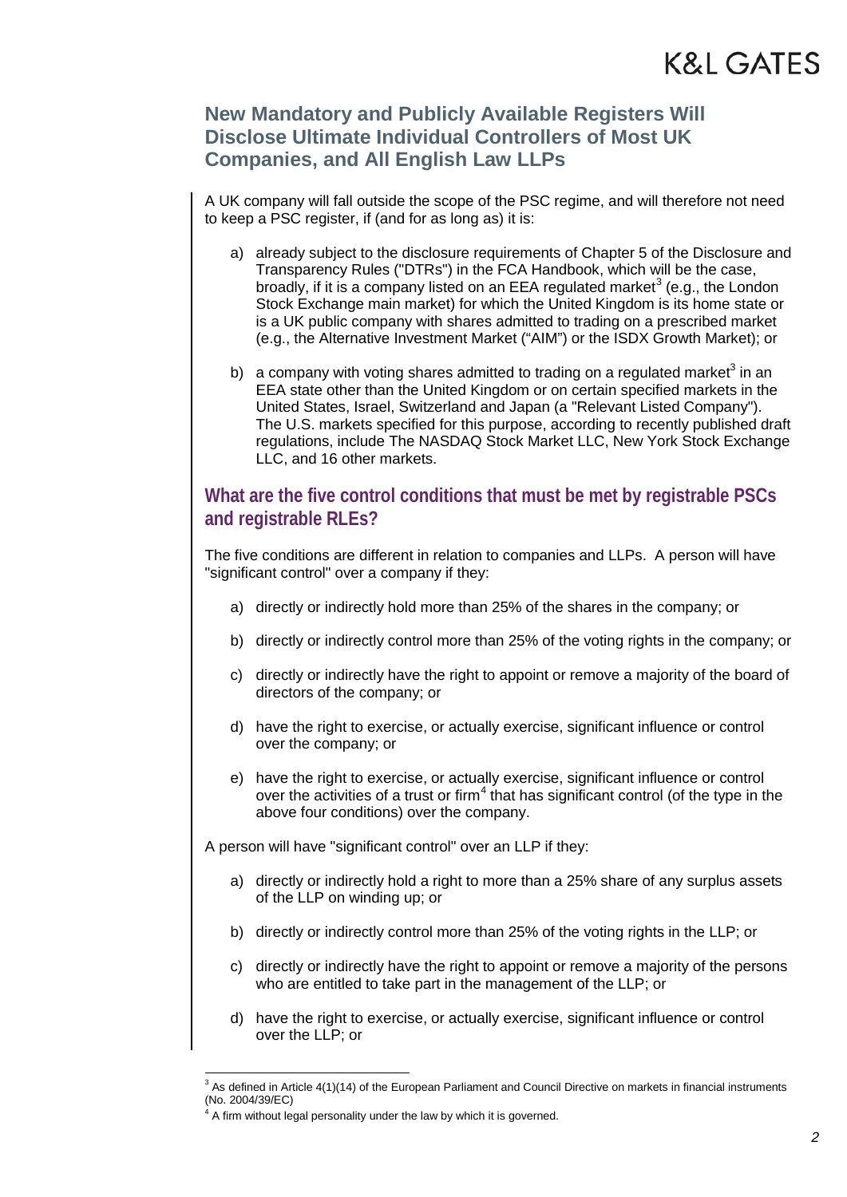A UK company will fall outside the scope of the PSC regime, and will therefore not need to keep a PSC register, if (and for as long as) it is:

a) already subject to the disclosure requirements of Chapter 5 of the Disclosure and Transparency Rules ("DTRs") in the FCA Handbook, which will be the case, broadly, if it is a company listed on an EEA regulated market[3] (e.g., the London Stock Exchange main market) for which the United Kingdom is its home state or is a UK public company with shares admitted to trading on a prescribed market (e.g., the Alternative Investment Market ("AIM") or the ISDX Growth Market); or

b) a company with voting shares admitted to trading on a regulated market[3] in an EEA state other than the United Kingdom or on certain specified markets in the United States, Israel, Switzerland and Japan (a "Relevant Listed Company"). The U.S. markets specified for this purpose, according to recently published draft regulations, include The NASDAQ Stock Market LLC, New York Stock Exchange LLC, and 16 other markets.

## What are the five control conditions that must be met by registrable PSCs and registrable RLEs?

The five conditions are different in relation to companies and LLPs. A person will have "significant control" over a company if they:

a) directly or indirectly hold more than 25% of the shares in the company; or

b) directly or indirectly control more than 25% of the voting rights in the company; or

c) directly or indirectly have the right to appoint or remove a majority of the board of directors of the company; or

d) have the right to exercise, or actually exercise, significant influence or control over the company; or

e) have the right to exercise, or actually exercise, significant influence or control over the activities of a trust or firm[4] that has significant control (of the type in the above four conditions) over the company.

A person will have "significant control" over an LLP if they:

a) directly or indirectly hold a right to more than a 25% share of any surplus assets of the LLP on winding up; or

b) directly or indirectly control more than 25% of the voting rights in the LLP; or

c) directly or indirectly have the right to appoint or remove a majority of the persons who are entitled to take part in the management of the LLP; or

d) have the right to exercise, or actually exercise, significant influence or control over the LLP; or

---

[3] As defined in Article 4(1)(14) of the European Parliament and Council Directive on markets in financial instruments (No. 2004/39/EC)

[4] A firm without legal personality under the law by which it is governed.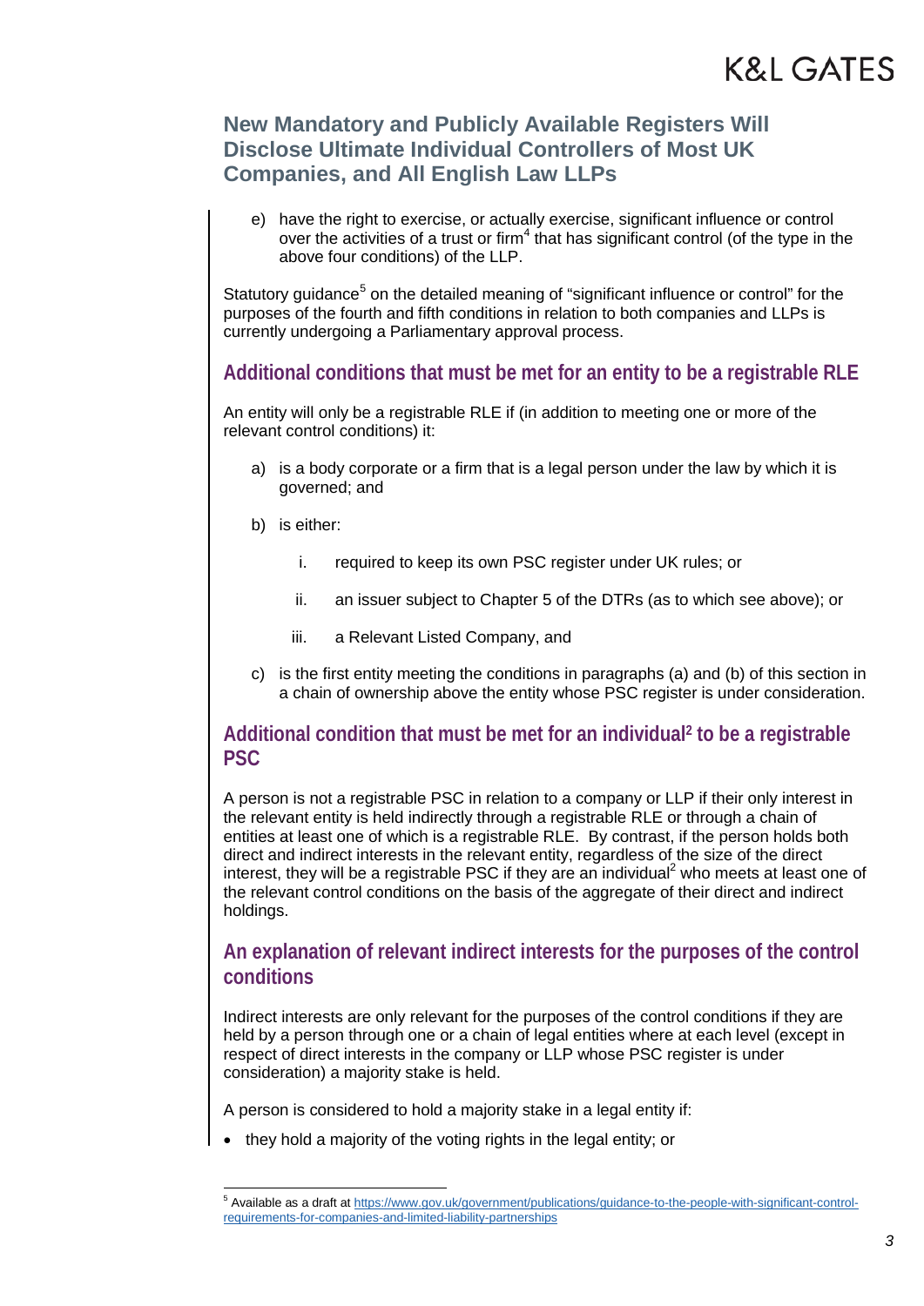e) have the right to exercise, or actually exercise, significant influence or control over the activities of a trust or firm[4] that has significant control (of the type in the above four conditions) of the LLP.

Statutory guidance[5] on the detailed meaning of "significant influence or control" for the purposes of the fourth and fifth conditions in relation to both companies and LLPs is currently undergoing a Parliamentary approval process.

## Additional conditions that must be met for an entity to be a registrable RLE

An entity will only be a registrable RLE if (in addition to meeting one or more of the relevant control conditions) it:

a) is a body corporate or a firm that is a legal person under the law by which it is governed; and

b) is either:

   i. required to keep its own PSC register under UK rules; or

   ii. an issuer subject to Chapter 5 of the DTRs (as to which see above); or

   iii. a Relevant Listed Company, and

c) is the first entity meeting the conditions in paragraphs (a) and (b) of this section in a chain of ownership above the entity whose PSC register is under consideration.

## Additional condition that must be met for an individual[2] to be a registrable PSC

A person is not a registrable PSC in relation to a company or LLP if their only interest in the relevant entity is held indirectly through a registrable RLE or through a chain of entities at least one of which is a registrable RLE. By contrast, if the person holds both direct and indirect interests in the relevant entity, regardless of the size of the direct interest, they will be a registrable PSC if they are an individual[2] who meets at least one of the relevant control conditions on the basis of the aggregate of their direct and indirect holdings.

## An explanation of relevant indirect interests for the purposes of the control conditions

Indirect interests are only relevant for the purposes of the control conditions if they are held by a person through one or a chain of legal entities where at each level (except in respect of direct interests in the company or LLP whose PSC register is under consideration) a majority stake is held.

A person is considered to hold a majority stake in a legal entity if:

- they hold a majority of the voting rights in the legal entity; or

---

[5] Available as a draft at https://www.gov.uk/government/publications/guidance-to-the-people-with-significant-control-requirements-for-companies-and-limited-liability-partnerships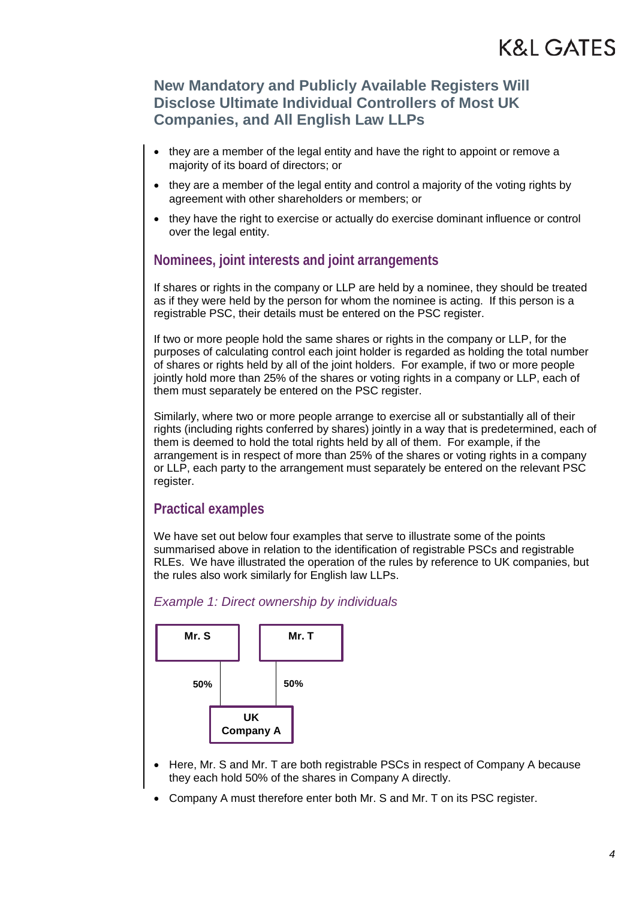- they are a member of the legal entity and have the right to appoint or remove a majority of its board of directors; or
- they are a member of the legal entity and control a majority of the voting rights by agreement with other shareholders or members; or
- they have the right to exercise or actually do exercise dominant influence or control over the legal entity.

## Nominees, joint interests and joint arrangements

If shares or rights in the company or LLP are held by a nominee, they should be treated as if they were held by the person for whom the nominee is acting. If this person is a registrable PSC, their details must be entered on the PSC register.

If two or more people hold the same shares or rights in the company or LLP, for the purposes of calculating control each joint holder is regarded as holding the total number of shares or rights held by all of the joint holders. For example, if two or more people jointly hold more than 25% of the shares or voting rights in a company or LLP, each of them must separately be entered on the PSC register.

Similarly, where two or more people arrange to exercise all or substantially all of their rights (including rights conferred by shares) jointly in a way that is predetermined, each of them is deemed to hold the total rights held by all of them. For example, if the arrangement is in respect of more than 25% of the shares or voting rights in a company or LLP, each party to the arrangement must separately be entered on the relevant PSC register.

## Practical examples

We have set out below four examples that serve to illustrate some of the points summarised above in relation to the identification of registrable PSCs and registrable RLEs. We have illustrated the operation of the rules by reference to UK companies, but the rules also work similarly for English law LLPs.

### *Example 1: Direct ownership by individuals*

**Mr. S** — **50%** — **UK Company A**

**Mr. T** — **50%** — **UK Company A**

- Here, Mr. S and Mr. T are both registrable PSCs in respect of Company A because they each hold 50% of the shares in Company A directly.
- Company A must therefore enter both Mr. S and Mr. T on its PSC register.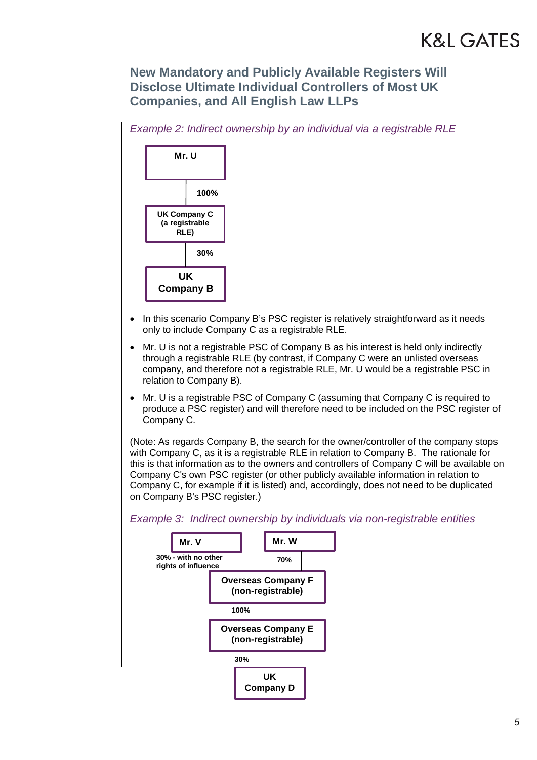## New Mandatory and Publicly Available Registers Will Disclose Ultimate Individual Controllers of Most UK Companies, and All English Law LLPs

*Example 2: Indirect ownership by an individual via a registrable RLE*

**Mr. U**

100%

**UK Company C (a registrable RLE)**

30%

**UK Company B**

- In this scenario Company B's PSC register is relatively straightforward as it needs only to include Company C as a registrable RLE.
- Mr. U is not a registrable PSC of Company B as his interest is held only indirectly through a registrable RLE (by contrast, if Company C were an unlisted overseas company, and therefore not a registrable RLE, Mr. U would be a registrable PSC in relation to Company B).
- Mr. U is a registrable PSC of Company C (assuming that Company C is required to produce a PSC register) and will therefore need to be included on the PSC register of Company C.

(Note: As regards Company B, the search for the owner/controller of the company stops with Company C, as it is a registrable RLE in relation to Company B. The rationale for this is that information as to the owners and controllers of Company C will be available on Company C's own PSC register (or other publicly available information in relation to Company C, for example if it is listed) and, accordingly, does not need to be duplicated on Company B's PSC register.)

*Example 3: Indirect ownership by individuals via non-registrable entities*

**Mr. V** — 30% - with no other rights of influence

**Mr. W** — 70%

**Overseas Company F (non-registrable)**

100%

**Overseas Company E (non-registrable)**

30%

**UK Company D**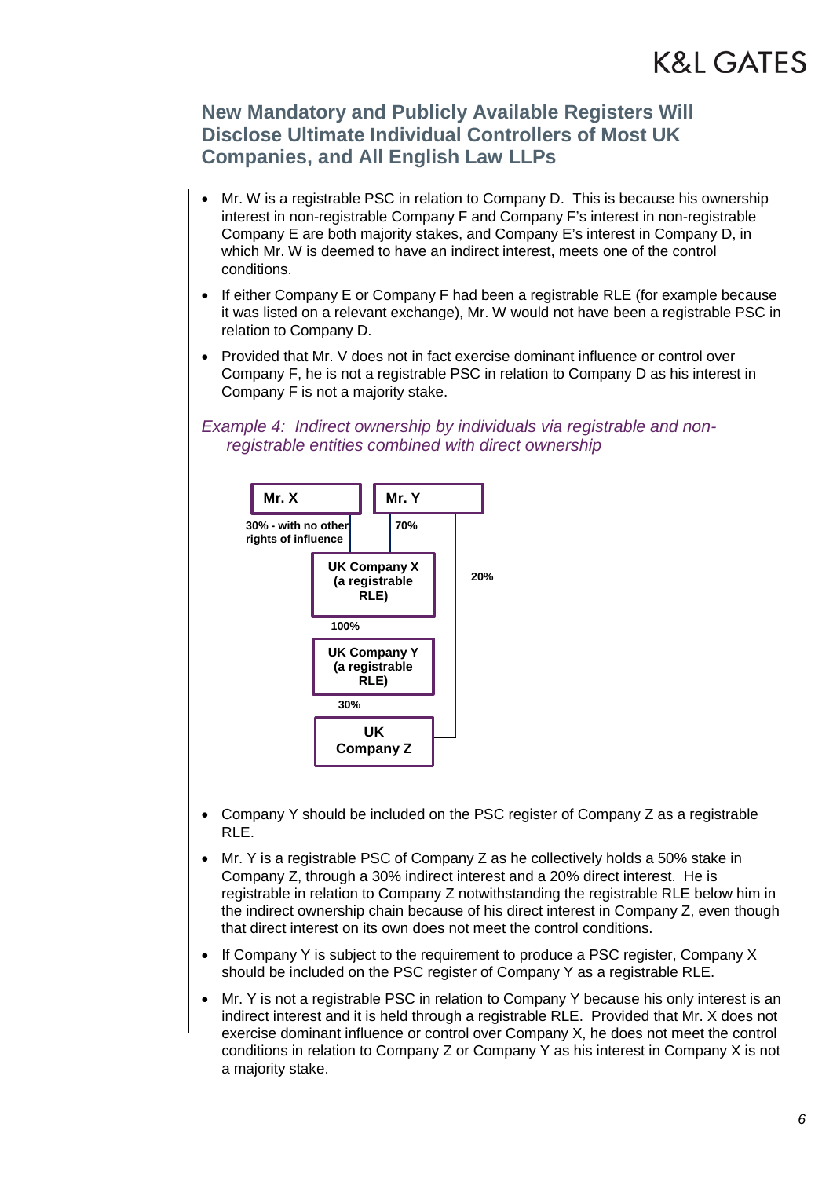- Mr. W is a registrable PSC in relation to Company D. This is because his ownership interest in non-registrable Company F and Company F's interest in non-registrable Company E are both majority stakes, and Company E's interest in Company D, in which Mr. W is deemed to have an indirect interest, meets one of the control conditions.
- If either Company E or Company F had been a registrable RLE (for example because it was listed on a relevant exchange), Mr. W would not have been a registrable PSC in relation to Company D.
- Provided that Mr. V does not in fact exercise dominant influence or control over Company F, he is not a registrable PSC in relation to Company D as his interest in Company F is not a majority stake.

*Example 4: Indirect ownership by individuals via registrable and non-registrable entities combined with direct ownership*

**Mr. X** — 30% - with no other rights of influence → **UK Company X (a registrable RLE)**

**Mr. Y** — 70% → **UK Company X (a registrable RLE)**

**Mr. Y** — 20% → **UK Company Z**

**UK Company X (a registrable RLE)** — 100% → **UK Company Y (a registrable RLE)**

**UK Company Y (a registrable RLE)** — 30% → **UK Company Z**

- Company Y should be included on the PSC register of Company Z as a registrable RLE.
- Mr. Y is a registrable PSC of Company Z as he collectively holds a 50% stake in Company Z, through a 30% indirect interest and a 20% direct interest. He is registrable in relation to Company Z notwithstanding the registrable RLE below him in the indirect ownership chain because of his direct interest in Company Z, even though that direct interest on its own does not meet the control conditions.
- If Company Y is subject to the requirement to produce a PSC register, Company X should be included on the PSC register of Company Y as a registrable RLE.
- Mr. Y is not a registrable PSC in relation to Company Y because his only interest is an indirect interest and it is held through a registrable RLE. Provided that Mr. X does not exercise dominant influence or control over Company X, he does not meet the control conditions in relation to Company Z or Company Y as his interest in Company X is not a majority stake.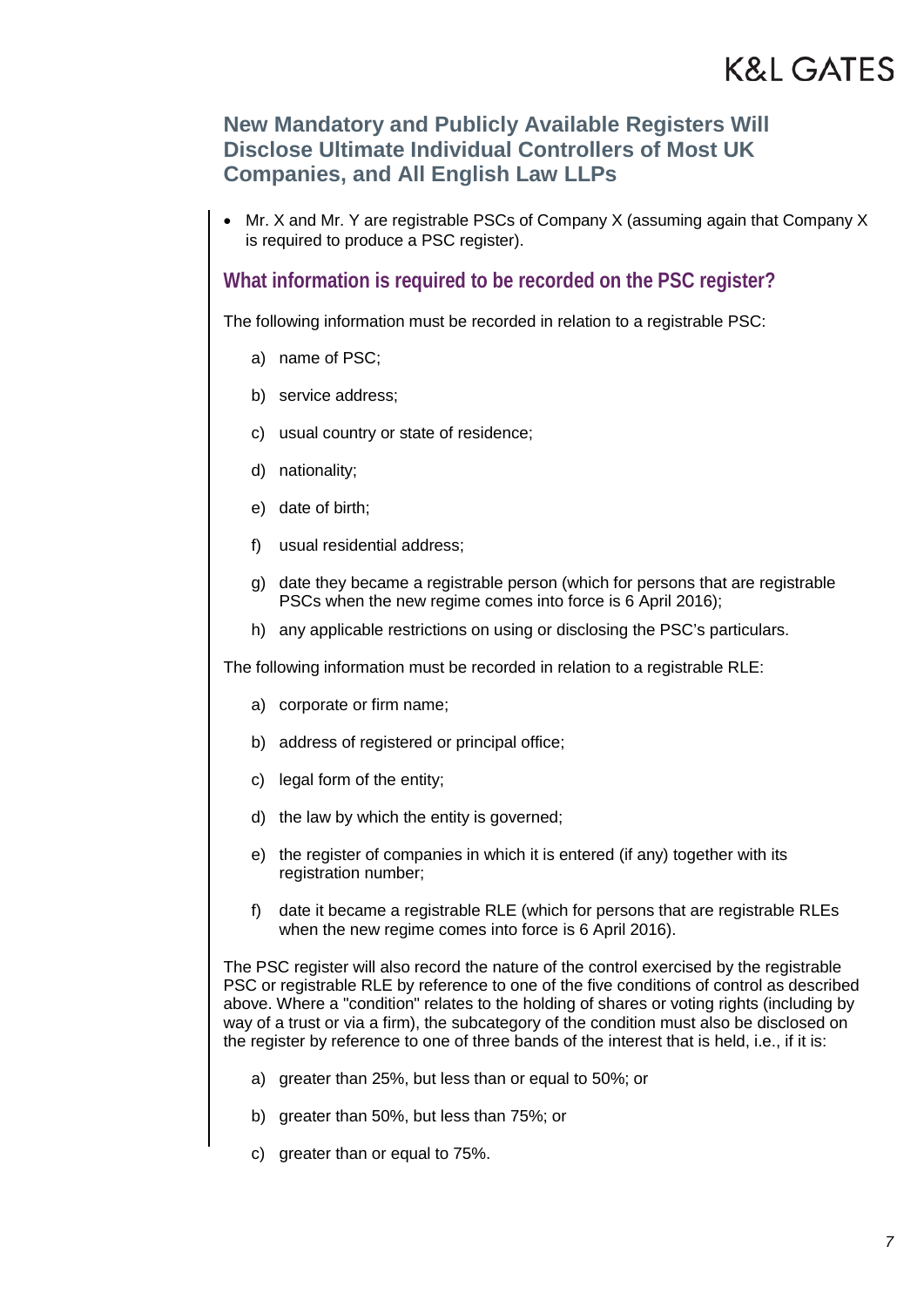- Mr. X and Mr. Y are registrable PSCs of Company X (assuming again that Company X is required to produce a PSC register).

## What information is required to be recorded on the PSC register?

The following information must be recorded in relation to a registrable PSC:

a) name of PSC;

b) service address;

c) usual country or state of residence;

d) nationality;

e) date of birth;

f) usual residential address;

g) date they became a registrable person (which for persons that are registrable PSCs when the new regime comes into force is 6 April 2016);

h) any applicable restrictions on using or disclosing the PSC's particulars.

The following information must be recorded in relation to a registrable RLE:

a) corporate or firm name;

b) address of registered or principal office;

c) legal form of the entity;

d) the law by which the entity is governed;

e) the register of companies in which it is entered (if any) together with its registration number;

f) date it became a registrable RLE (which for persons that are registrable RLEs when the new regime comes into force is 6 April 2016).

The PSC register will also record the nature of the control exercised by the registrable PSC or registrable RLE by reference to one of the five conditions of control as described above. Where a "condition" relates to the holding of shares or voting rights (including by way of a trust or via a firm), the subcategory of the condition must also be disclosed on the register by reference to one of three bands of the interest that is held, i.e., if it is:

a) greater than 25%, but less than or equal to 50%; or

b) greater than 50%, but less than 75%; or

c) greater than or equal to 75%.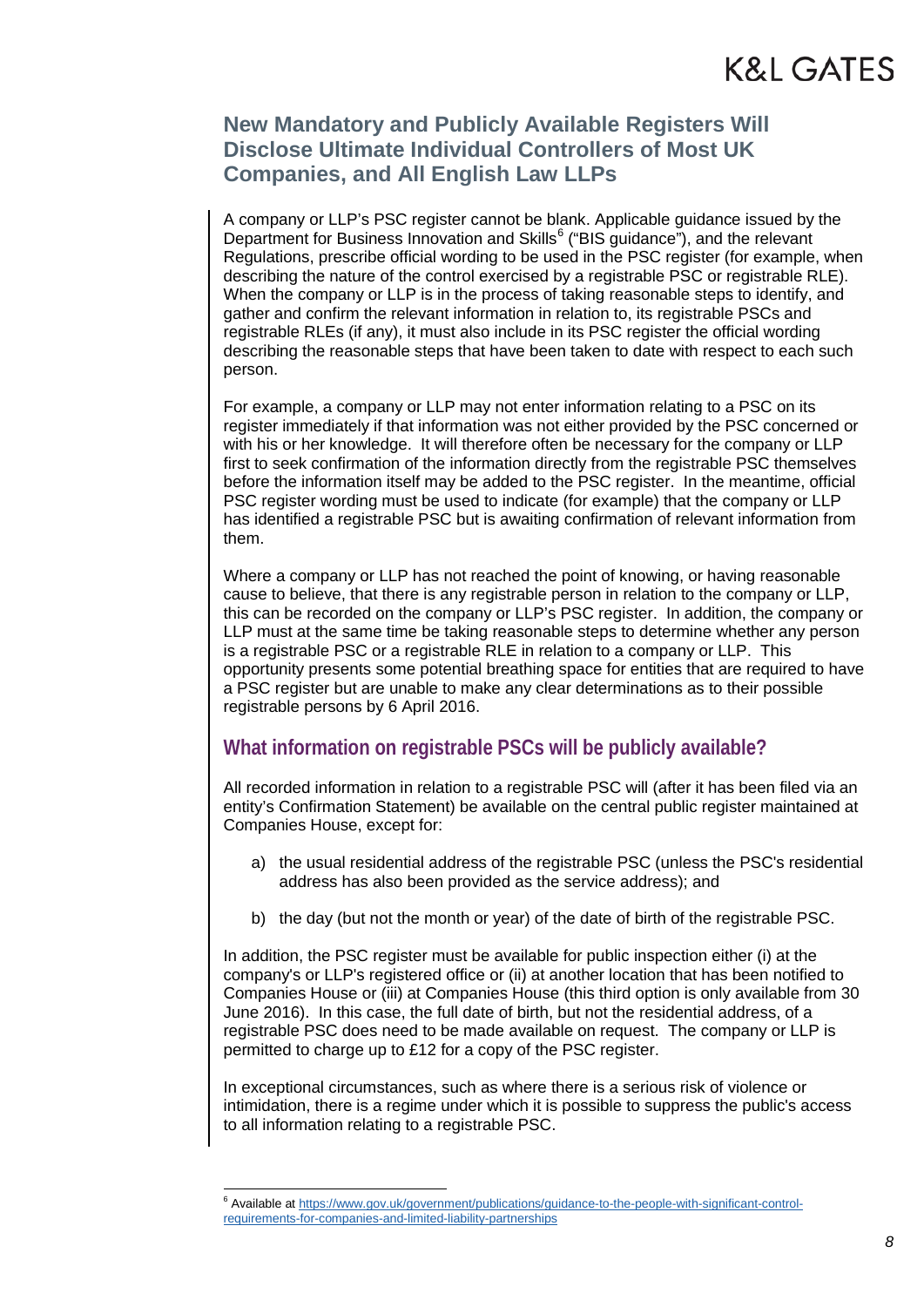A company or LLP's PSC register cannot be blank. Applicable guidance issued by the Department for Business Innovation and Skills[6] ("BIS guidance"), and the relevant Regulations, prescribe official wording to be used in the PSC register (for example, when describing the nature of the control exercised by a registrable PSC or registrable RLE). When the company or LLP is in the process of taking reasonable steps to identify, and gather and confirm the relevant information in relation to, its registrable PSCs and registrable RLEs (if any), it must also include in its PSC register the official wording describing the reasonable steps that have been taken to date with respect to each such person.

For example, a company or LLP may not enter information relating to a PSC on its register immediately if that information was not either provided by the PSC concerned or with his or her knowledge. It will therefore often be necessary for the company or LLP first to seek confirmation of the information directly from the registrable PSC themselves before the information itself may be added to the PSC register. In the meantime, official PSC register wording must be used to indicate (for example) that the company or LLP has identified a registrable PSC but is awaiting confirmation of relevant information from them.

Where a company or LLP has not reached the point of knowing, or having reasonable cause to believe, that there is any registrable person in relation to the company or LLP, this can be recorded on the company or LLP's PSC register. In addition, the company or LLP must at the same time be taking reasonable steps to determine whether any person is a registrable PSC or a registrable RLE in relation to a company or LLP. This opportunity presents some potential breathing space for entities that are required to have a PSC register but are unable to make any clear determinations as to their possible registrable persons by 6 April 2016.

## What information on registrable PSCs will be publicly available?

All recorded information in relation to a registrable PSC will (after it has been filed via an entity's Confirmation Statement) be available on the central public register maintained at Companies House, except for:

a) the usual residential address of the registrable PSC (unless the PSC's residential address has also been provided as the service address); and

b) the day (but not the month or year) of the date of birth of the registrable PSC.

In addition, the PSC register must be available for public inspection either (i) at the company's or LLP's registered office or (ii) at another location that has been notified to Companies House or (iii) at Companies House (this third option is only available from 30 June 2016). In this case, the full date of birth, but not the residential address, of a registrable PSC does need to be made available on request. The company or LLP is permitted to charge up to £12 for a copy of the PSC register.

In exceptional circumstances, such as where there is a serious risk of violence or intimidation, there is a regime under which it is possible to suppress the public's access to all information relating to a registrable PSC.

---

[6] Available at https://www.gov.uk/government/publications/guidance-to-the-people-with-significant-control-requirements-for-companies-and-limited-liability-partnerships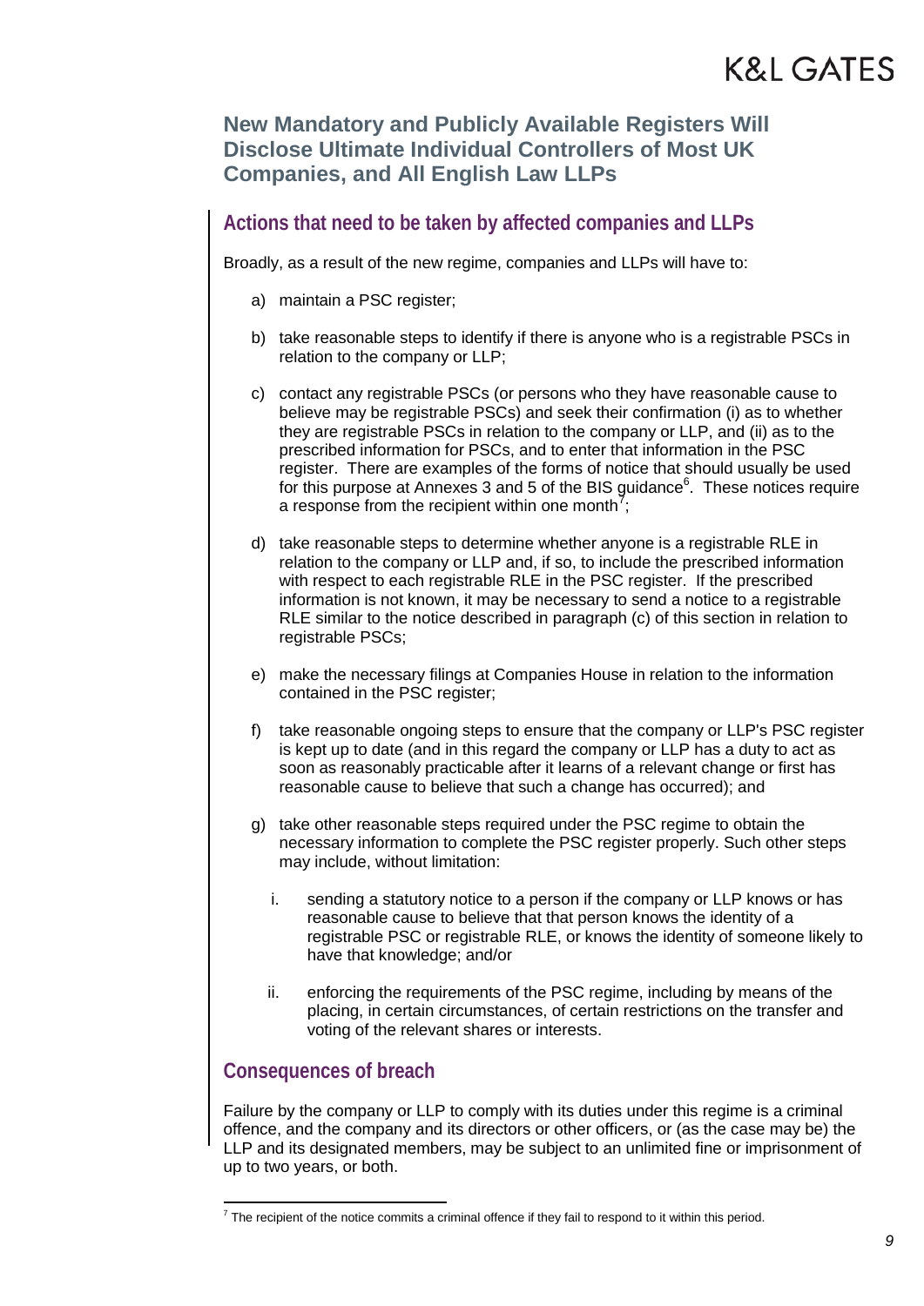## Actions that need to be taken by affected companies and LLPs

Broadly, as a result of the new regime, companies and LLPs will have to:

a) maintain a PSC register;

b) take reasonable steps to identify if there is anyone who is a registrable PSCs in relation to the company or LLP;

c) contact any registrable PSCs (or persons who they have reasonable cause to believe may be registrable PSCs) and seek their confirmation (i) as to whether they are registrable PSCs in relation to the company or LLP, and (ii) as to the prescribed information for PSCs, and to enter that information in the PSC register. There are examples of the forms of notice that should usually be used for this purpose at Annexes 3 and 5 of the BIS guidance[6]. These notices require a response from the recipient within one month[7];

d) take reasonable steps to determine whether anyone is a registrable RLE in relation to the company or LLP and, if so, to include the prescribed information with respect to each registrable RLE in the PSC register. If the prescribed information is not known, it may be necessary to send a notice to a registrable RLE similar to the notice described in paragraph (c) of this section in relation to registrable PSCs;

e) make the necessary filings at Companies House in relation to the information contained in the PSC register;

f) take reasonable ongoing steps to ensure that the company or LLP's PSC register is kept up to date (and in this regard the company or LLP has a duty to act as soon as reasonably practicable after it learns of a relevant change or first has reasonable cause to believe that such a change has occurred); and

g) take other reasonable steps required under the PSC regime to obtain the necessary information to complete the PSC register properly. Such other steps may include, without limitation:

   i. sending a statutory notice to a person if the company or LLP knows or has reasonable cause to believe that that person knows the identity of a registrable PSC or registrable RLE, or knows the identity of someone likely to have that knowledge; and/or

   ii. enforcing the requirements of the PSC regime, including by means of the placing, in certain circumstances, of certain restrictions on the transfer and voting of the relevant shares or interests.

## Consequences of breach

Failure by the company or LLP to comply with its duties under this regime is a criminal offence, and the company and its directors or other officers, or (as the case may be) the LLP and its designated members, may be subject to an unlimited fine or imprisonment of up to two years, or both.

---

[7] The recipient of the notice commits a criminal offence if they fail to respond to it within this period.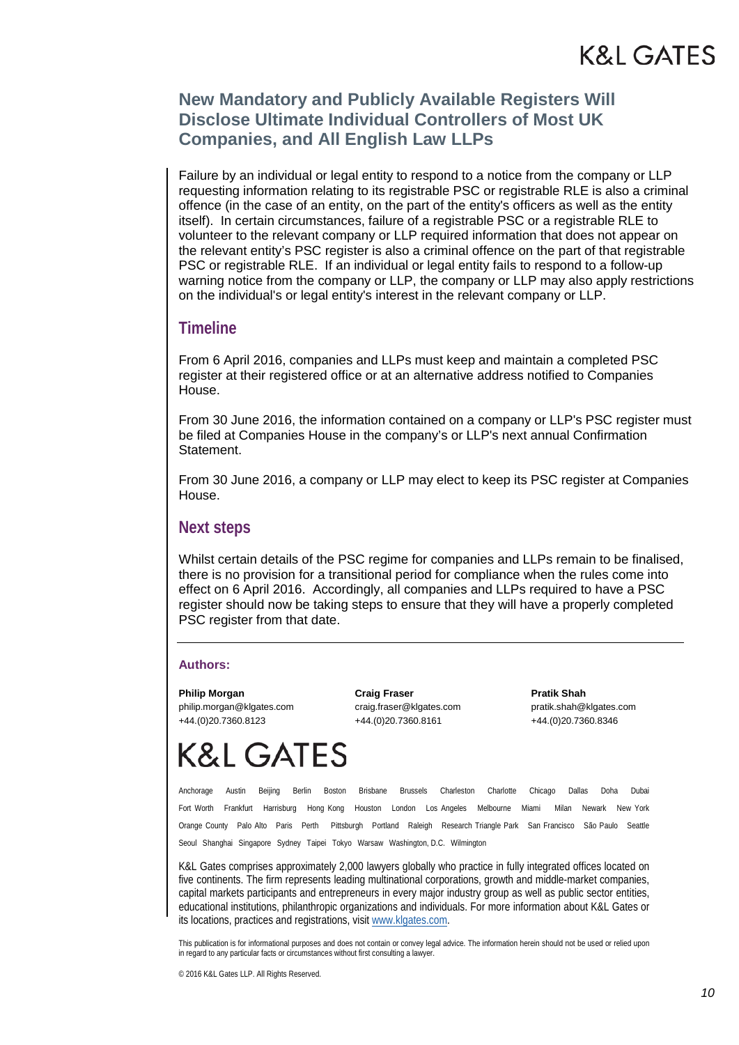Failure by an individual or legal entity to respond to a notice from the company or LLP requesting information relating to its registrable PSC or registrable RLE is also a criminal offence (in the case of an entity, on the part of the entity's officers as well as the entity itself). In certain circumstances, failure of a registrable PSC or a registrable RLE to volunteer to the relevant company or LLP required information that does not appear on the relevant entity's PSC register is also a criminal offence on the part of that registrable PSC or registrable RLE. If an individual or legal entity fails to respond to a follow-up warning notice from the company or LLP, the company or LLP may also apply restrictions on the individual's or legal entity's interest in the relevant company or LLP.

## Timeline

From 6 April 2016, companies and LLPs must keep and maintain a completed PSC register at their registered office or at an alternative address notified to Companies House.

From 30 June 2016, the information contained on a company or LLP's PSC register must be filed at Companies House in the company's or LLP's next annual Confirmation Statement.

From 30 June 2016, a company or LLP may elect to keep its PSC register at Companies House.

## Next steps

Whilst certain details of the PSC regime for companies and LLPs remain to be finalised, there is no provision for a transitional period for compliance when the rules come into effect on 6 April 2016. Accordingly, all companies and LLPs required to have a PSC register should now be taking steps to ensure that they will have a properly completed PSC register from that date.

---

**Authors:**

**Philip Morgan**
philip.morgan@klgates.com
+44.(0)20.7360.8123

**Craig Fraser**
craig.fraser@klgates.com
+44.(0)20.7360.8161

**Pratik Shah**
pratik.shah@klgates.com
+44.(0)20.7360.8346

K&L GATES

Anchorage Austin Beijing Berlin Boston Brisbane Brussels Charleston Charlotte Chicago Dallas Doha Dubai Fort Worth Frankfurt Harrisburg Hong Kong Houston London Los Angeles Melbourne Miami Milan Newark New York Orange County Palo Alto Paris Perth Pittsburgh Portland Raleigh Research Triangle Park San Francisco São Paulo Seattle Seoul Shanghai Singapore Sydney Taipei Tokyo Warsaw Washington, D.C. Wilmington

K&L Gates comprises approximately 2,000 lawyers globally who practice in fully integrated offices located on five continents. The firm represents leading multinational corporations, growth and middle-market companies, capital markets participants and entrepreneurs in every major industry group as well as public sector entities, educational institutions, philanthropic organizations and individuals. For more information about K&L Gates or its locations, practices and registrations, visit www.klgates.com.

This publication is for informational purposes and does not contain or convey legal advice. The information herein should not be used or relied upon in regard to any particular facts or circumstances without first consulting a lawyer.

© 2016 K&L Gates LLP. All Rights Reserved.